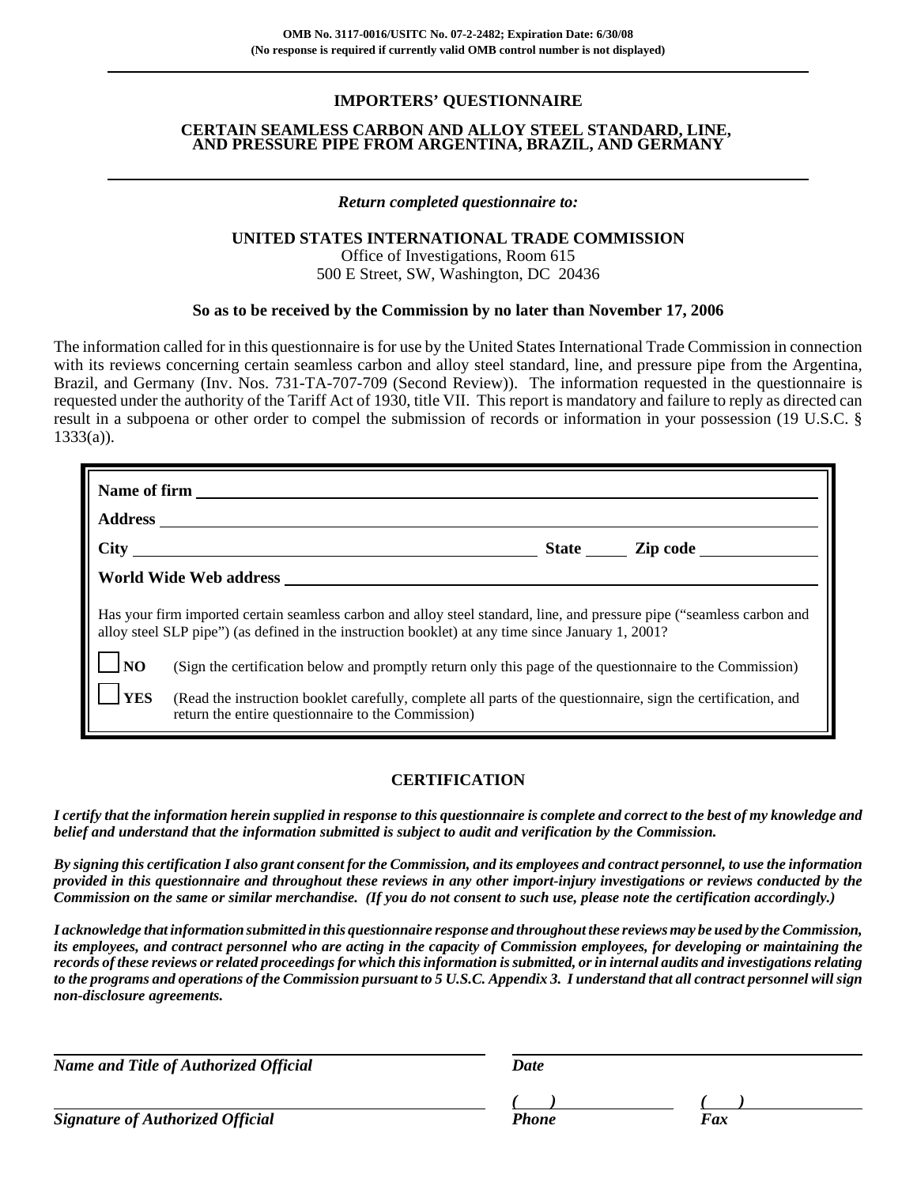OMB No. 3117-0016/USITC No. 07-2-2482; Expiration Date: 6/30/08
(No response is required if currently valid OMB control number is not displayed)

# IMPORTERS' QUESTIONNAIRE

## CERTAIN SEAMLESS CARBON AND ALLOY STEEL STANDARD, LINE, AND PRESSURE PIPE FROM ARGENTINA, BRAZIL, AND GERMANY

*Return completed questionnaire to:*

**UNITED STATES INTERNATIONAL TRADE COMMISSION**
Office of Investigations, Room 615
500 E Street, SW, Washington, DC 20436

**So as to be received by the Commission by no later than November 17, 2006**

The information called for in this questionnaire is for use by the United States International Trade Commission in connection with its reviews concerning certain seamless carbon and alloy steel standard, line, and pressure pipe from the Argentina, Brazil, and Germany (Inv. Nos. 731-TA-707-709 (Second Review)). The information requested in the questionnaire is requested under the authority of the Tariff Act of 1930, title VII. This report is mandatory and failure to reply as directed can result in a subpoena or other order to compel the submission of records or information in your possession (19 U.S.C. § 1333(a)).

**Name of firm** ______________________

**Address** ______________________

**City** ______________________ **State** _____ **Zip code** __________

**World Wide Web address** ______________________

Has your firm imported certain seamless carbon and alloy steel standard, line, and pressure pipe ("seamless carbon and alloy steel SLP pipe") (as defined in the instruction booklet) at any time since January 1, 2001?

☐ **NO** (Sign the certification below and promptly return only this page of the questionnaire to the Commission)

☐ **YES** (Read the instruction booklet carefully, complete all parts of the questionnaire, sign the certification, and return the entire questionnaire to the Commission)

## CERTIFICATION

***I certify that the information herein supplied in response to this questionnaire is complete and correct to the best of my knowledge and belief and understand that the information submitted is subject to audit and verification by the Commission.***

***By signing this certification I also grant consent for the Commission, and its employees and contract personnel, to use the information provided in this questionnaire and throughout these reviews in any other import-injury investigations or reviews conducted by the Commission on the same or similar merchandise. (If you do not consent to such use, please note the certification accordingly.)***

***I acknowledge that information submitted in this questionnaire response and throughout these reviews may be used by the Commission, its employees, and contract personnel who are acting in the capacity of Commission employees, for developing or maintaining the records of these reviews or related proceedings for which this information is submitted, or in internal audits and investigations relating to the programs and operations of the Commission pursuant to 5 U.S.C. Appendix 3. I understand that all contract personnel will sign non-disclosure agreements.***

______________________ ______________________
***Name and Title of Authorized Official*** ***Date***

______________________ ( ) __________ ( ) __________
***Signature of Authorized Official*** ***Phone*** ***Fax***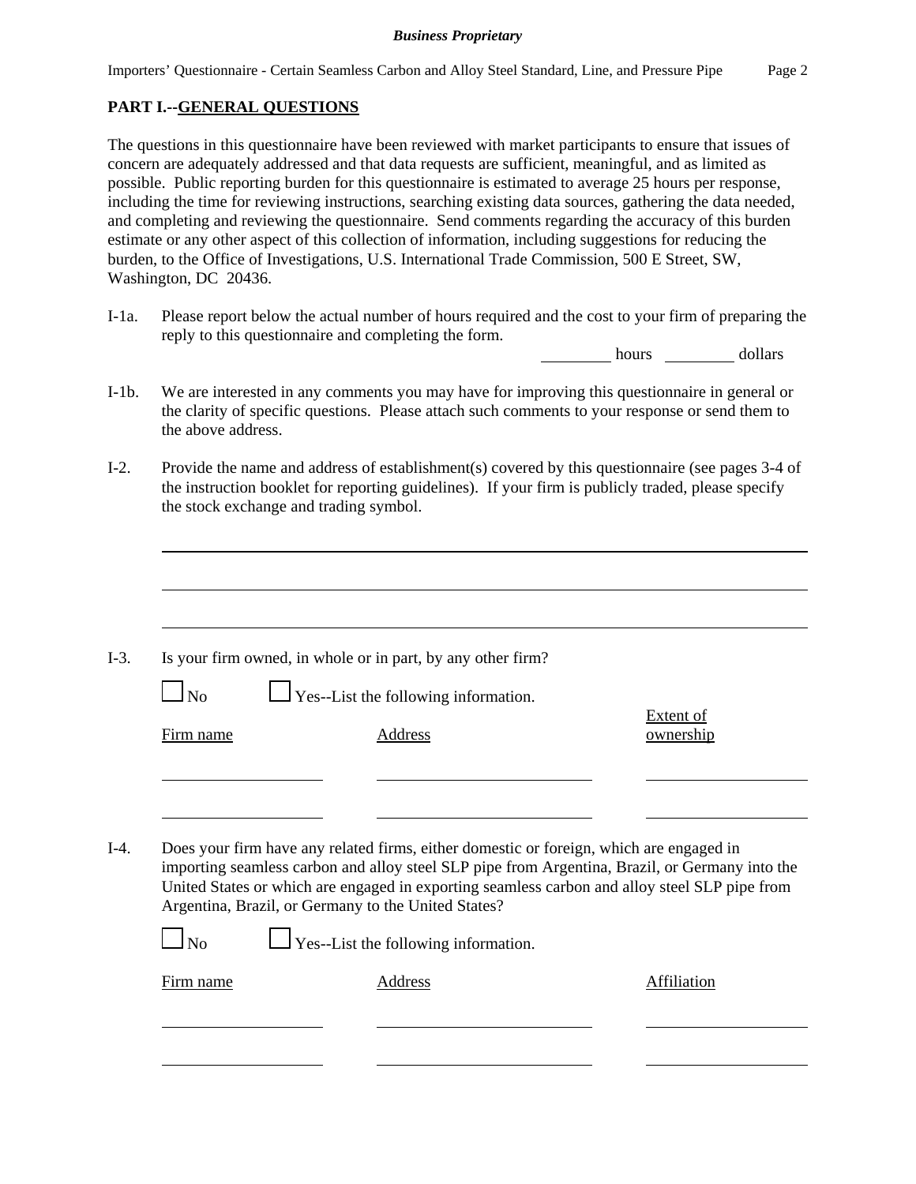## PART I.--GENERAL QUESTIONS

The questions in this questionnaire have been reviewed with market participants to ensure that issues of concern are adequately addressed and that data requests are sufficient, meaningful, and as limited as possible. Public reporting burden for this questionnaire is estimated to average 25 hours per response, including the time for reviewing instructions, searching existing data sources, gathering the data needed, and completing and reviewing the questionnaire. Send comments regarding the accuracy of this burden estimate or any other aspect of this collection of information, including suggestions for reducing the burden, to the Office of Investigations, U.S. International Trade Commission, 500 E Street, SW, Washington, DC 20436.

I-1a. Please report below the actual number of hours required and the cost to your firm of preparing the reply to this questionnaire and completing the form.

________ hours ________ dollars

I-1b. We are interested in any comments you may have for improving this questionnaire in general or the clarity of specific questions. Please attach such comments to your response or send them to the above address.

I-2. Provide the name and address of establishment(s) covered by this questionnaire (see pages 3-4 of the instruction booklet for reporting guidelines). If your firm is publicly traded, please specify the stock exchange and trading symbol.

______________________________________________________________________

______________________________________________________________________

______________________________________________________________________

I-3. Is your firm owned, in whole or in part, by any other firm?

☐ No ☐ Yes--List the following information.

| Firm name | Address | Extent of ownership |
|---|---|---|
| | | |
| | | |

I-4. Does your firm have any related firms, either domestic or foreign, which are engaged in importing seamless carbon and alloy steel SLP pipe from Argentina, Brazil, or Germany into the United States or which are engaged in exporting seamless carbon and alloy steel SLP pipe from Argentina, Brazil, or Germany to the United States?

☐ No ☐ Yes--List the following information.

| Firm name | Address | Affiliation |
|---|---|---|
| | | |
| | | |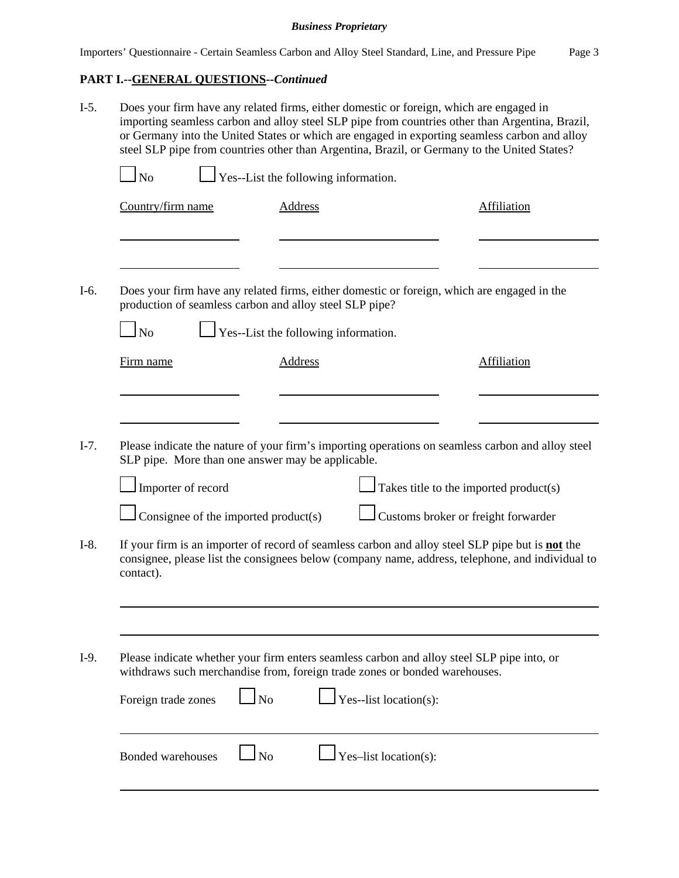**Business Proprietary**

## PART I.--GENERAL QUESTIONS--*Continued*

I-5. Does your firm have any related firms, either domestic or foreign, which are engaged in importing seamless carbon and alloy steel SLP pipe from countries other than Argentina, Brazil, or Germany into the United States or which are engaged in exporting seamless carbon and alloy steel SLP pipe from countries other than Argentina, Brazil, or Germany to the United States?

☐ No ☐ Yes--List the following information.

| Country/firm name | Address | Affiliation |
|---|---|---|
| | | |
| | | |

I-6. Does your firm have any related firms, either domestic or foreign, which are engaged in the production of seamless carbon and alloy steel SLP pipe?

☐ No ☐ Yes--List the following information.

| Firm name | Address | Affiliation |
|---|---|---|
| | | |
| | | |

I-7. Please indicate the nature of your firm's importing operations on seamless carbon and alloy steel SLP pipe. More than one answer may be applicable.

☐ Importer of record ☐ Takes title to the imported product(s)

☐ Consignee of the imported product(s) ☐ Customs broker or freight forwarder

I-8. If your firm is an importer of record of seamless carbon and alloy steel SLP pipe but is **not** the consignee, please list the consignees below (company name, address, telephone, and individual to contact).

\_\_\_\_\_\_\_\_\_\_\_\_\_\_\_\_\_\_\_\_\_\_\_\_\_\_\_\_\_\_\_\_\_\_\_\_\_\_\_\_\_\_\_\_\_\_\_\_\_\_\_\_\_\_\_\_\_\_\_\_

\_\_\_\_\_\_\_\_\_\_\_\_\_\_\_\_\_\_\_\_\_\_\_\_\_\_\_\_\_\_\_\_\_\_\_\_\_\_\_\_\_\_\_\_\_\_\_\_\_\_\_\_\_\_\_\_\_\_\_\_

I-9. Please indicate whether your firm enters seamless carbon and alloy steel SLP pipe into, or withdraws such merchandise from, foreign trade zones or bonded warehouses.

Foreign trade zones ☐ No ☐ Yes--list location(s):

\_\_\_\_\_\_\_\_\_\_\_\_\_\_\_\_\_\_\_\_\_\_\_\_\_\_\_\_\_\_\_\_\_\_\_\_\_\_\_\_\_\_\_\_\_\_\_\_\_\_\_\_\_\_\_\_\_\_\_\_

Bonded warehouses ☐ No ☐ Yes–list location(s):

\_\_\_\_\_\_\_\_\_\_\_\_\_\_\_\_\_\_\_\_\_\_\_\_\_\_\_\_\_\_\_\_\_\_\_\_\_\_\_\_\_\_\_\_\_\_\_\_\_\_\_\_\_\_\_\_\_\_\_\_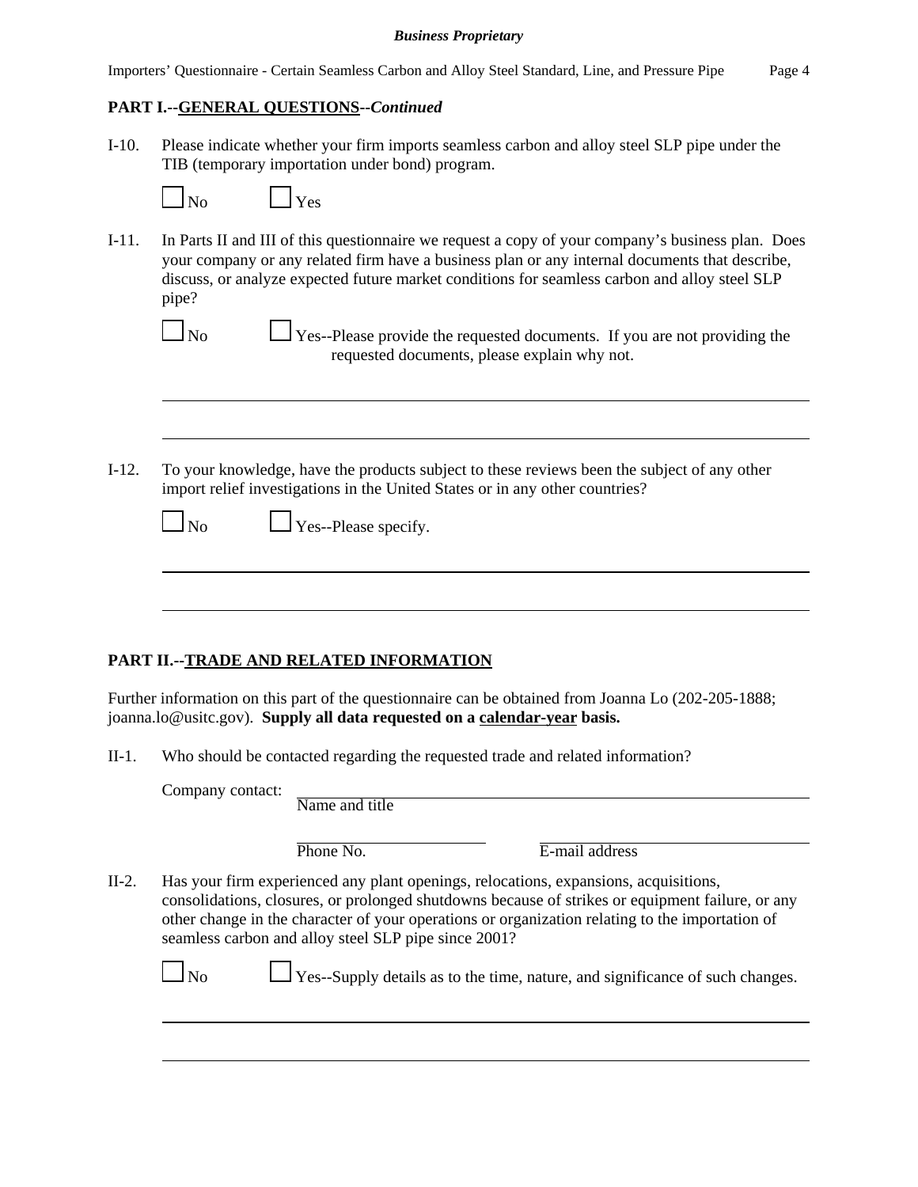## PART I.--GENERAL QUESTIONS--*Continued*

I-10. Please indicate whether your firm imports seamless carbon and alloy steel SLP pipe under the TIB (temporary importation under bond) program.

☐ No ☐ Yes

I-11. In Parts II and III of this questionnaire we request a copy of your company's business plan. Does your company or any related firm have a business plan or any internal documents that describe, discuss, or analyze expected future market conditions for seamless carbon and alloy steel SLP pipe?

☐ No ☐ Yes--Please provide the requested documents. If you are not providing the requested documents, please explain why not.

______________________________________________________________________

______________________________________________________________________

I-12. To your knowledge, have the products subject to these reviews been the subject of any other import relief investigations in the United States or in any other countries?

☐ No ☐ Yes--Please specify.

______________________________________________________________________

______________________________________________________________________

## PART II.--TRADE AND RELATED INFORMATION

Further information on this part of the questionnaire can be obtained from Joanna Lo (202-205-1888; joanna.lo@usitc.gov). **Supply all data requested on a calendar-year basis.**

II-1. Who should be contacted regarding the requested trade and related information?

Company contact: ______________________________________________
Name and title

______________________ ______________________
Phone No. E-mail address

II-2. Has your firm experienced any plant openings, relocations, expansions, acquisitions, consolidations, closures, or prolonged shutdowns because of strikes or equipment failure, or any other change in the character of your operations or organization relating to the importation of seamless carbon and alloy steel SLP pipe since 2001?

☐ No ☐ Yes--Supply details as to the time, nature, and significance of such changes.

______________________________________________________________________

______________________________________________________________________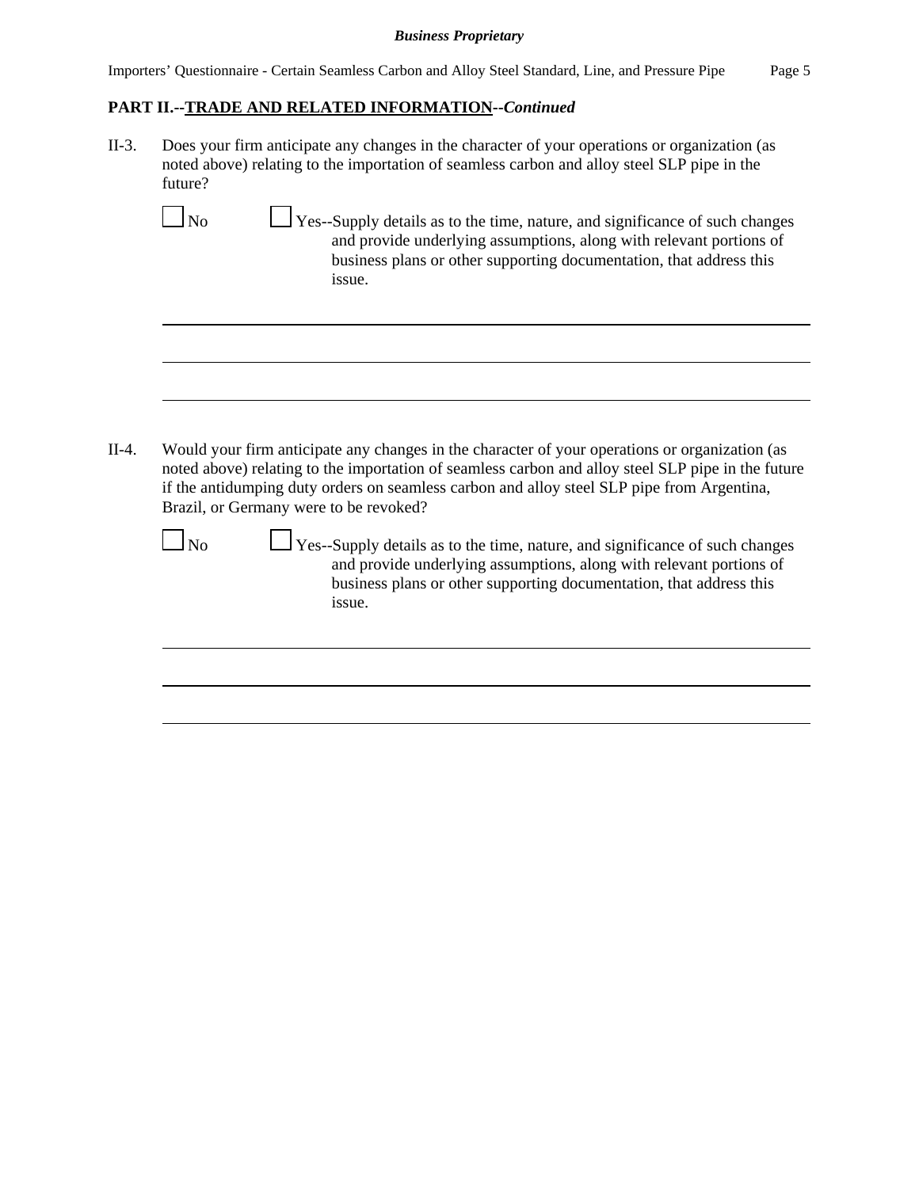## PART II.--TRADE AND RELATED INFORMATION--*Continued*

II-3. Does your firm anticipate any changes in the character of your operations or organization (as noted above) relating to the importation of seamless carbon and alloy steel SLP pipe in the future?

☐ No ☐ Yes--Supply details as to the time, nature, and significance of such changes and provide underlying assumptions, along with relevant portions of business plans or other supporting documentation, that address this issue.

II-4. Would your firm anticipate any changes in the character of your operations or organization (as noted above) relating to the importation of seamless carbon and alloy steel SLP pipe in the future if the antidumping duty orders on seamless carbon and alloy steel SLP pipe from Argentina, Brazil, or Germany were to be revoked?

☐ No ☐ Yes--Supply details as to the time, nature, and significance of such changes and provide underlying assumptions, along with relevant portions of business plans or other supporting documentation, that address this issue.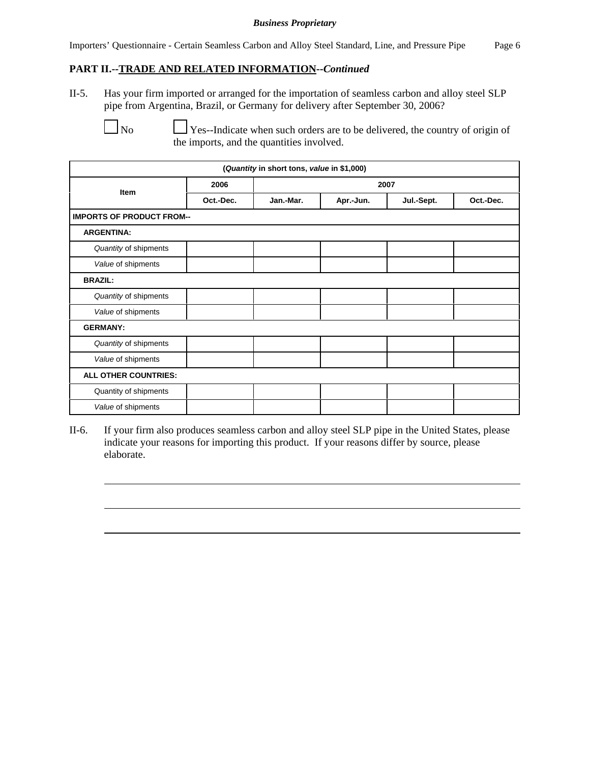## PART II.--TRADE AND RELATED INFORMATION--*Continued*

II-5. Has your firm imported or arranged for the importation of seamless carbon and alloy steel SLP pipe from Argentina, Brazil, or Germany for delivery after September 30, 2006?

☐ No ☐ Yes--Indicate when such orders are to be delivered, the country of origin of the imports, and the quantities involved.

| (*Quantity* in short tons, *value* in $1,000) | | | | | |
|---|---|---|---|---|---|
| **Item** | **2006** | **2007** | | | |
| | **Oct.-Dec.** | **Jan.-Mar.** | **Apr.-Jun.** | **Jul.-Sept.** | **Oct.-Dec.** |
| **IMPORTS OF PRODUCT FROM--** | | | | | |
| **ARGENTINA:** | | | | | |
| *Quantity* of shipments | | | | | |
| *Value* of shipments | | | | | |
| **BRAZIL:** | | | | | |
| *Quantity* of shipments | | | | | |
| *Value* of shipments | | | | | |
| **GERMANY:** | | | | | |
| *Quantity* of shipments | | | | | |
| *Value* of shipments | | | | | |
| **ALL OTHER COUNTRIES:** | | | | | |
| Quantity of shipments | | | | | |
| *Value* of shipments | | | | | |

II-6. If your firm also produces seamless carbon and alloy steel SLP pipe in the United States, please indicate your reasons for importing this product. If your reasons differ by source, please elaborate.

______________________________________________________________________________

______________________________________________________________________________

______________________________________________________________________________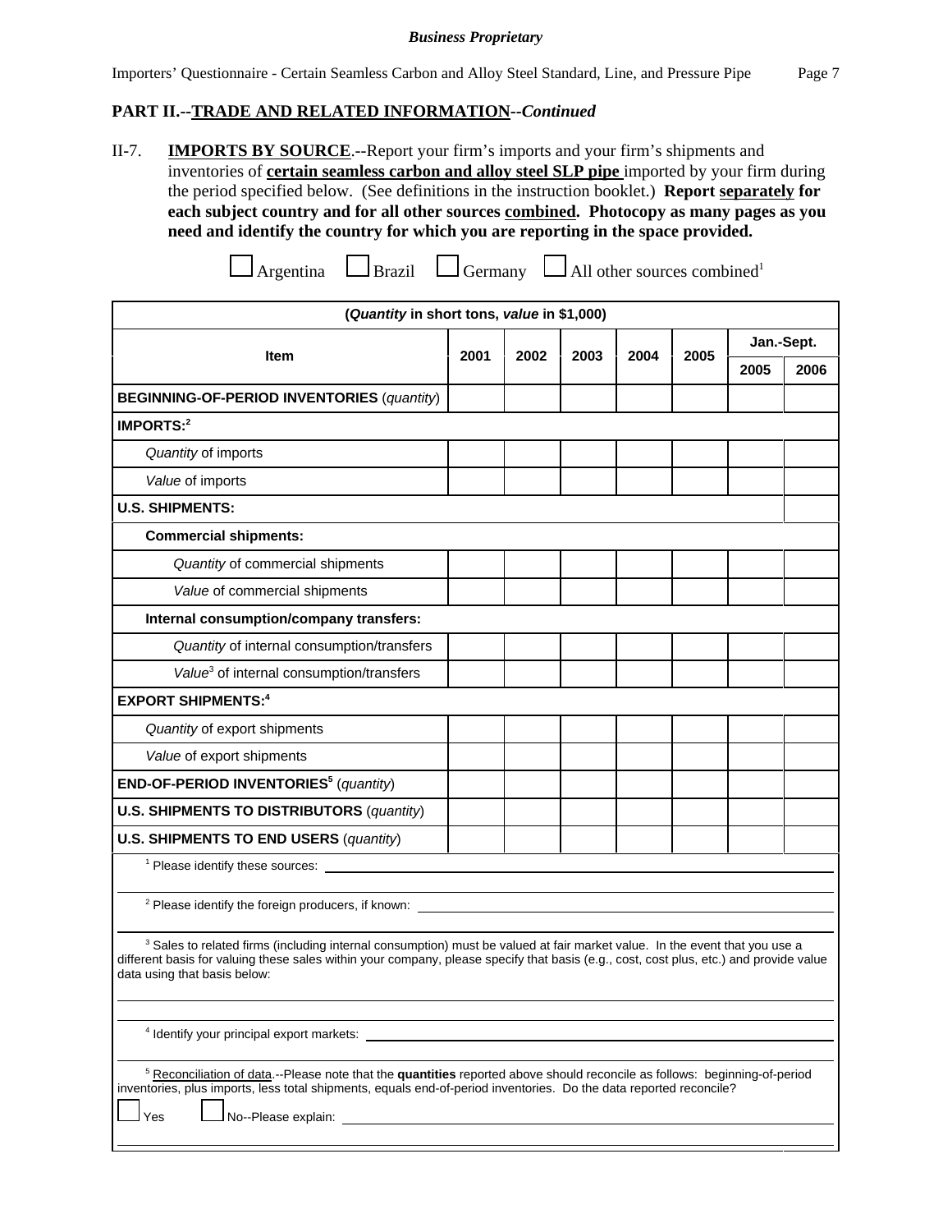**Business Proprietary**

Importers' Questionnaire - Certain Seamless Carbon and Alloy Steel Standard, Line, and Pressure Pipe

## PART II.--TRADE AND RELATED INFORMATION--*Continued*

II-7. **IMPORTS BY SOURCE**.--Report your firm's imports and your firm's shipments and inventories of **certain seamless carbon and alloy steel SLP pipe** imported by your firm during the period specified below. (See definitions in the instruction booklet.) **Report separately for each subject country and for all other sources combined. Photocopy as many pages as you need and identify the country for which you are reporting in the space provided.**

☐ Argentina ☐ Brazil ☐ Germany ☐ All other sources combined[1]

(*Quantity* in short tons, *value* in $1,000)

| Item | 2001 | 2002 | 2003 | 2004 | 2005 | Jan.-Sept. | |
|---|---|---|---|---|---|---|---|
| | | | | | | 2005 | 2006 |
| **BEGINNING-OF-PERIOD INVENTORIES** (*quantity*) | | | | | | | |
| **IMPORTS:**[2] | | | | | | | |
| *Quantity* of imports | | | | | | | |
| *Value* of imports | | | | | | | |
| **U.S. SHIPMENTS:** | | | | | | | |
| **Commercial shipments:** | | | | | | | |
| *Quantity* of commercial shipments | | | | | | | |
| *Value* of commercial shipments | | | | | | | |
| **Internal consumption/company transfers:** | | | | | | | |
| *Quantity* of internal consumption/transfers | | | | | | | |
| *Value*[3] of internal consumption/transfers | | | | | | | |
| **EXPORT SHIPMENTS:**[4] | | | | | | | |
| *Quantity* of export shipments | | | | | | | |
| *Value* of export shipments | | | | | | | |
| **END-OF-PERIOD INVENTORIES**[5] (*quantity*) | | | | | | | |
| **U.S. SHIPMENTS TO DISTRIBUTORS** (*quantity*) | | | | | | | |
| **U.S. SHIPMENTS TO END USERS** (*quantity*) | | | | | | | |

[1] Please identify these sources: ______________________________

[2] Please identify the foreign producers, if known: ______________________________

[3] Sales to related firms (including internal consumption) must be valued at fair market value. In the event that you use a different basis for valuing these sales within your company, please specify that basis (e.g., cost, cost plus, etc.) and provide value data using that basis below:

______________________________

[4] Identify your principal export markets: ______________________________

[5] Reconciliation of data.--Please note that the **quantities** reported above should reconcile as follows: beginning-of-period inventories, plus imports, less total shipments, equals end-of-period inventories. Do the data reported reconcile?

☐ Yes ☐ No--Please explain: ______________________________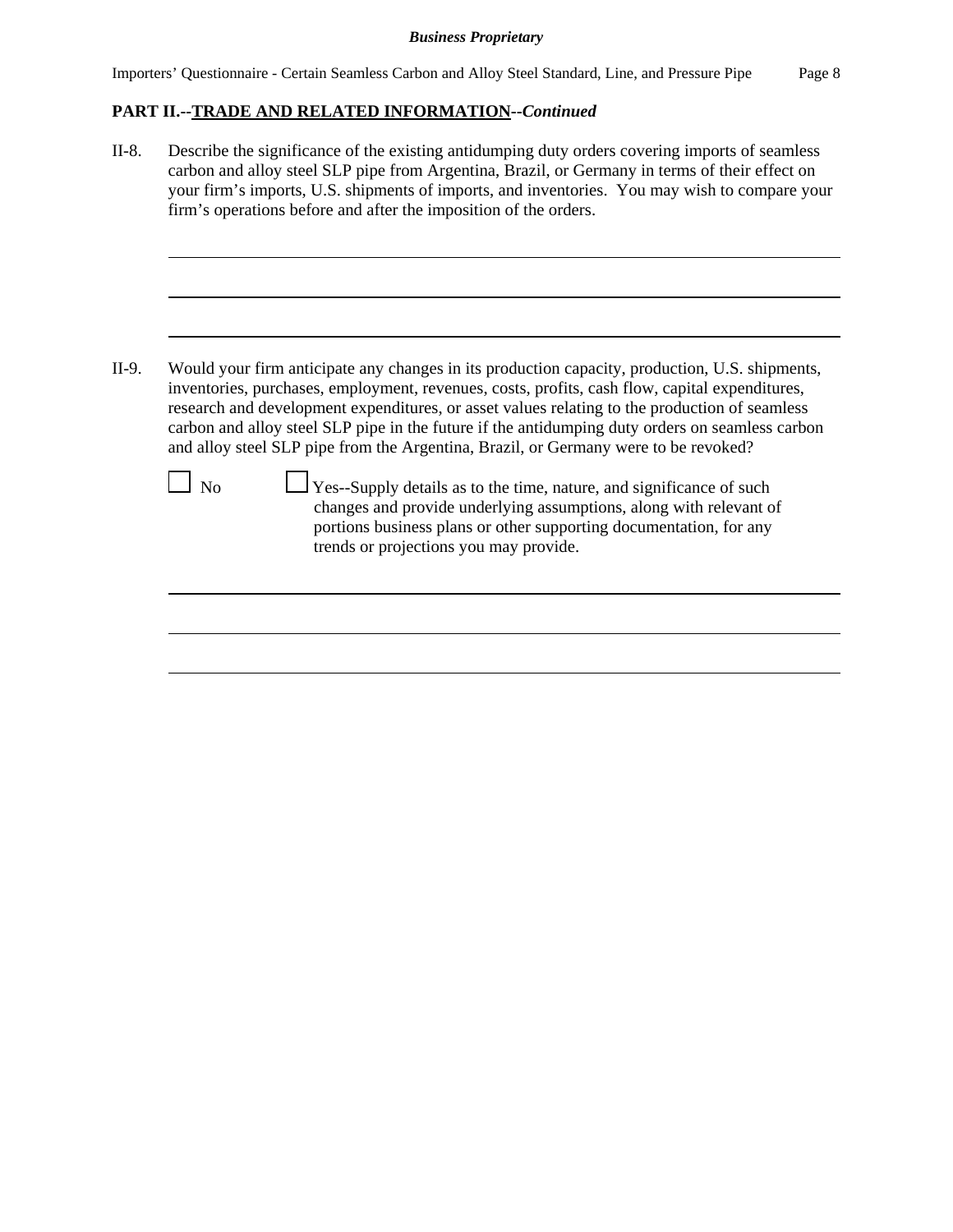**PART II.--TRADE AND RELATED INFORMATION--*Continued***

II-8. Describe the significance of the existing antidumping duty orders covering imports of seamless carbon and alloy steel SLP pipe from Argentina, Brazil, or Germany in terms of their effect on your firm's imports, U.S. shipments of imports, and inventories. You may wish to compare your firm's operations before and after the imposition of the orders.

\_\_\_\_\_\_\_\_\_\_\_\_\_\_\_\_\_\_\_\_\_\_\_\_\_\_\_\_\_\_\_\_\_\_\_\_\_\_\_\_\_\_\_\_\_\_\_\_\_\_\_\_\_\_\_\_\_\_\_\_\_\_\_\_\_\_\_\_\_\_\_\_

\_\_\_\_\_\_\_\_\_\_\_\_\_\_\_\_\_\_\_\_\_\_\_\_\_\_\_\_\_\_\_\_\_\_\_\_\_\_\_\_\_\_\_\_\_\_\_\_\_\_\_\_\_\_\_\_\_\_\_\_\_\_\_\_\_\_\_\_\_\_\_\_

\_\_\_\_\_\_\_\_\_\_\_\_\_\_\_\_\_\_\_\_\_\_\_\_\_\_\_\_\_\_\_\_\_\_\_\_\_\_\_\_\_\_\_\_\_\_\_\_\_\_\_\_\_\_\_\_\_\_\_\_\_\_\_\_\_\_\_\_\_\_\_\_

II-9. Would your firm anticipate any changes in its production capacity, production, U.S. shipments, inventories, purchases, employment, revenues, costs, profits, cash flow, capital expenditures, research and development expenditures, or asset values relating to the production of seamless carbon and alloy steel SLP pipe in the future if the antidumping duty orders on seamless carbon and alloy steel SLP pipe from the Argentina, Brazil, or Germany were to be revoked?

☐ No ☐ Yes--Supply details as to the time, nature, and significance of such changes and provide underlying assumptions, along with relevant of portions business plans or other supporting documentation, for any trends or projections you may provide.

\_\_\_\_\_\_\_\_\_\_\_\_\_\_\_\_\_\_\_\_\_\_\_\_\_\_\_\_\_\_\_\_\_\_\_\_\_\_\_\_\_\_\_\_\_\_\_\_\_\_\_\_\_\_\_\_\_\_\_\_\_\_\_\_\_\_\_\_\_\_\_\_

\_\_\_\_\_\_\_\_\_\_\_\_\_\_\_\_\_\_\_\_\_\_\_\_\_\_\_\_\_\_\_\_\_\_\_\_\_\_\_\_\_\_\_\_\_\_\_\_\_\_\_\_\_\_\_\_\_\_\_\_\_\_\_\_\_\_\_\_\_\_\_\_

\_\_\_\_\_\_\_\_\_\_\_\_\_\_\_\_\_\_\_\_\_\_\_\_\_\_\_\_\_\_\_\_\_\_\_\_\_\_\_\_\_\_\_\_\_\_\_\_\_\_\_\_\_\_\_\_\_\_\_\_\_\_\_\_\_\_\_\_\_\_\_\_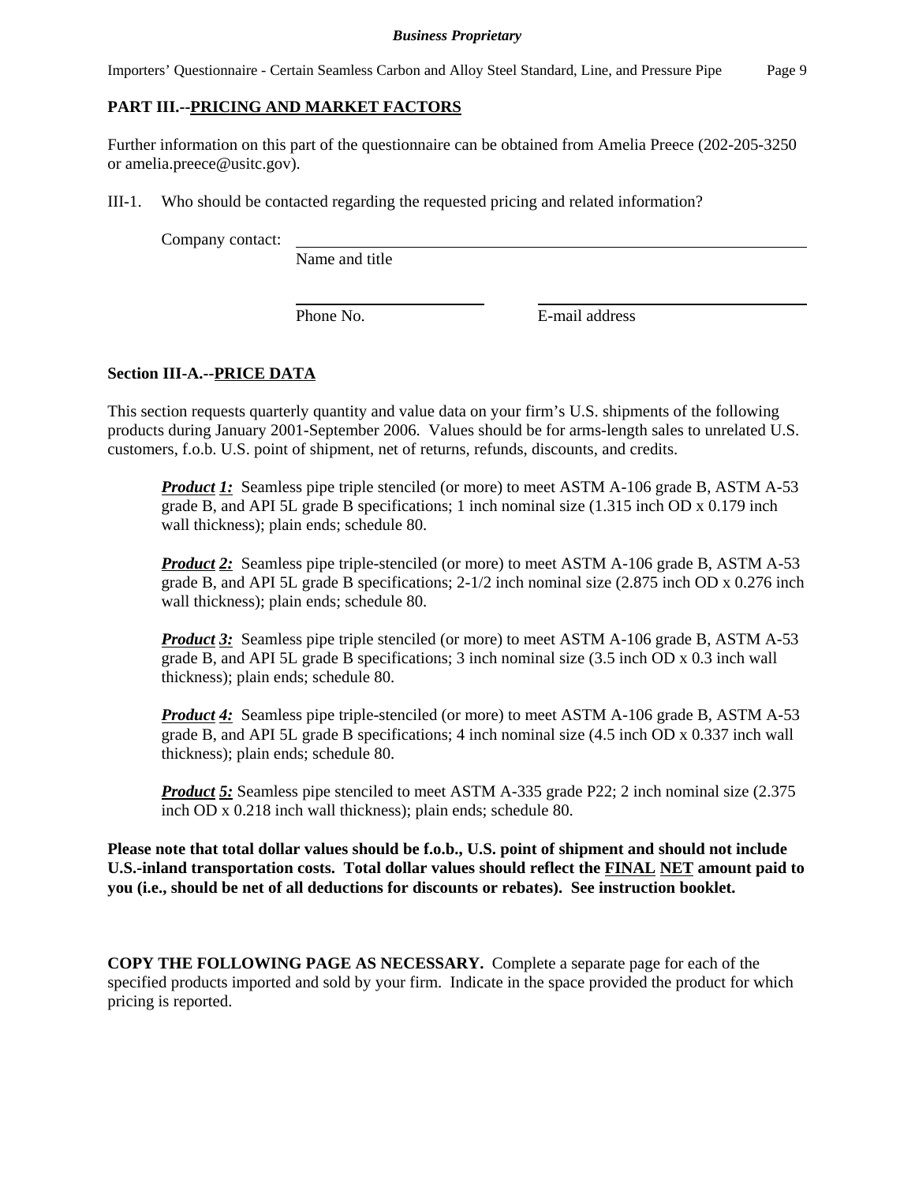## PART III.--PRICING AND MARKET FACTORS

Further information on this part of the questionnaire can be obtained from Amelia Preece (202-205-3250 or amelia.preece@usitc.gov).

III-1. Who should be contacted regarding the requested pricing and related information?

Company contact: ______________________________________________
Name and title

______________________ ______________________
Phone No. E-mail address

### Section III-A.--PRICE DATA

This section requests quarterly quantity and value data on your firm's U.S. shipments of the following products during January 2001-September 2006. Values should be for arms-length sales to unrelated U.S. customers, f.o.b. U.S. point of shipment, net of returns, refunds, discounts, and credits.

***Product 1:*** Seamless pipe triple stenciled (or more) to meet ASTM A-106 grade B, ASTM A-53 grade B, and API 5L grade B specifications; 1 inch nominal size (1.315 inch OD x 0.179 inch wall thickness); plain ends; schedule 80.

***Product 2:*** Seamless pipe triple-stenciled (or more) to meet ASTM A-106 grade B, ASTM A-53 grade B, and API 5L grade B specifications; 2-1/2 inch nominal size (2.875 inch OD x 0.276 inch wall thickness); plain ends; schedule 80.

***Product 3:*** Seamless pipe triple stenciled (or more) to meet ASTM A-106 grade B, ASTM A-53 grade B, and API 5L grade B specifications; 3 inch nominal size (3.5 inch OD x 0.3 inch wall thickness); plain ends; schedule 80.

***Product 4:*** Seamless pipe triple-stenciled (or more) to meet ASTM A-106 grade B, ASTM A-53 grade B, and API 5L grade B specifications; 4 inch nominal size (4.5 inch OD x 0.337 inch wall thickness); plain ends; schedule 80.

***Product 5:*** Seamless pipe stenciled to meet ASTM A-335 grade P22; 2 inch nominal size (2.375 inch OD x 0.218 inch wall thickness); plain ends; schedule 80.

**Please note that total dollar values should be f.o.b., U.S. point of shipment and should not include U.S.-inland transportation costs. Total dollar values should reflect the FINAL NET amount paid to you (i.e., should be net of all deductions for discounts or rebates). See instruction booklet.**

**COPY THE FOLLOWING PAGE AS NECESSARY.** Complete a separate page for each of the specified products imported and sold by your firm. Indicate in the space provided the product for which pricing is reported.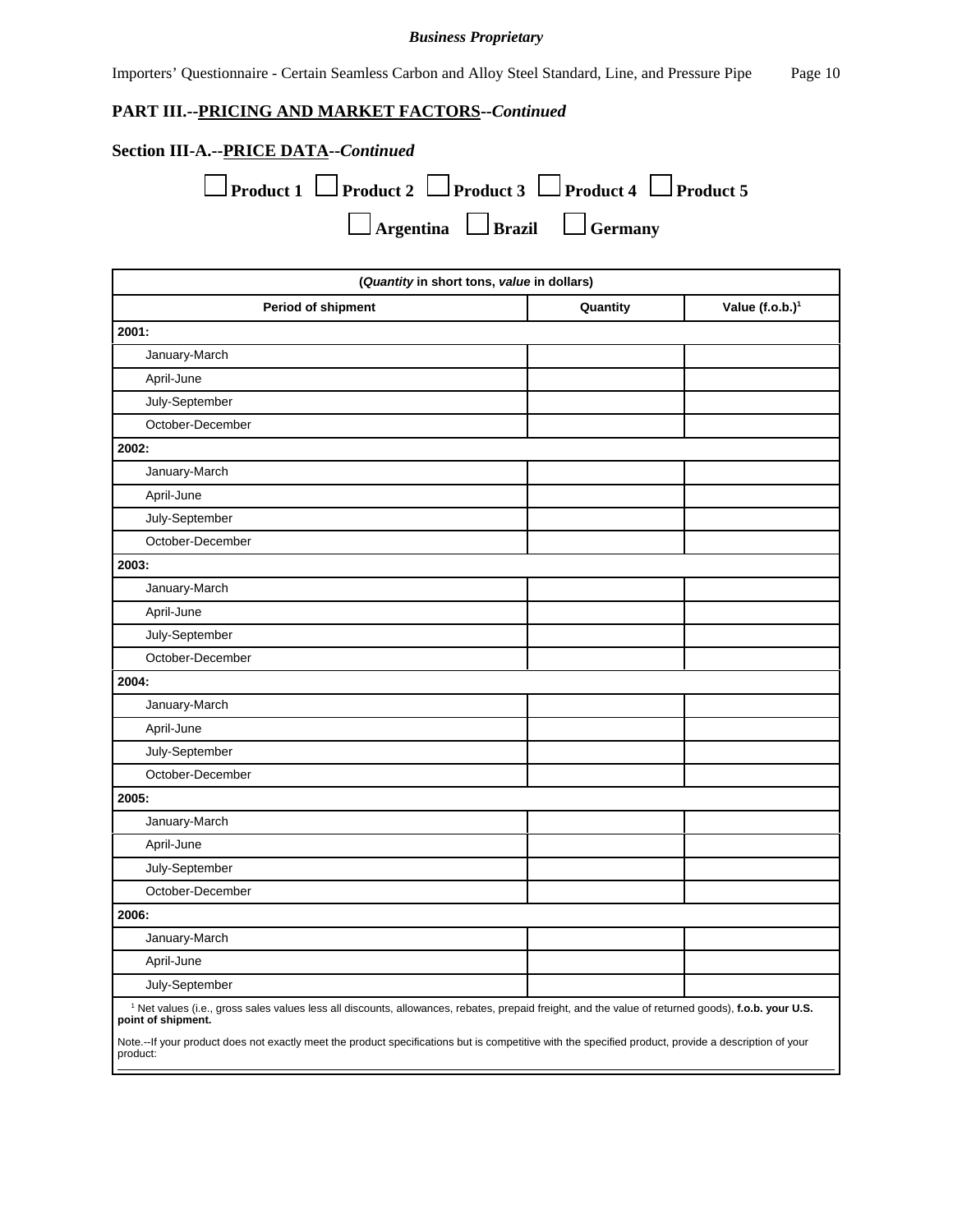**Business Proprietary**

## PART III.--PRICING AND MARKET FACTORS--*Continued*

### Section III-A.--PRICE DATA--*Continued*

☐ **Product 1** ☐ **Product 2** ☐ **Product 3** ☐ **Product 4** ☐ **Product 5**

☐ **Argentina** ☐ **Brazil** ☐ **Germany**

| (*Quantity* in short tons, *value* in dollars) | | |
|---|---|---|
| **Period of shipment** | **Quantity** | **Value (f.o.b.)[1]** |
| **2001:** | | |
| January-March | | |
| April-June | | |
| July-September | | |
| October-December | | |
| **2002:** | | |
| January-March | | |
| April-June | | |
| July-September | | |
| October-December | | |
| **2003:** | | |
| January-March | | |
| April-June | | |
| July-September | | |
| October-December | | |
| **2004:** | | |
| January-March | | |
| April-June | | |
| July-September | | |
| October-December | | |
| **2005:** | | |
| January-March | | |
| April-June | | |
| July-September | | |
| October-December | | |
| **2006:** | | |
| January-March | | |
| April-June | | |
| July-September | | |

[1] Net values (i.e., gross sales values less all discounts, allowances, rebates, prepaid freight, and the value of returned goods), **f.o.b. your U.S. point of shipment.**

Note.--If your product does not exactly meet the product specifications but is competitive with the specified product, provide a description of your product: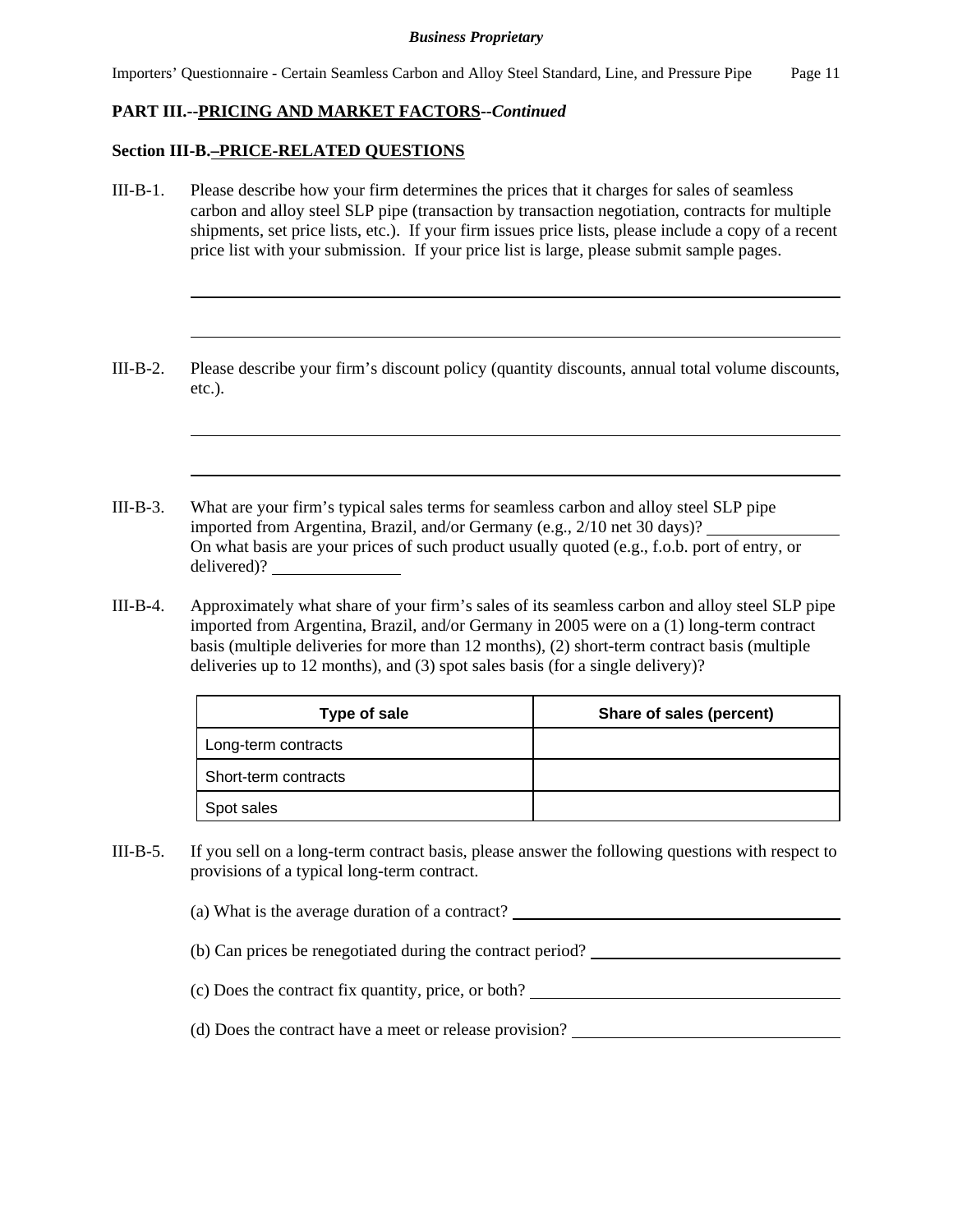## PART III.--PRICING AND MARKET FACTORS--*Continued*

### Section III-B.–PRICE-RELATED QUESTIONS

III-B-1. Please describe how your firm determines the prices that it charges for sales of seamless carbon and alloy steel SLP pipe (transaction by transaction negotiation, contracts for multiple shipments, set price lists, etc.). If your firm issues price lists, please include a copy of a recent price list with your submission. If your price list is large, please submit sample pages.

III-B-2. Please describe your firm's discount policy (quantity discounts, annual total volume discounts, etc.).

III-B-3. What are your firm's typical sales terms for seamless carbon and alloy steel SLP pipe imported from Argentina, Brazil, and/or Germany (e.g., 2/10 net 30 days)? ________ On what basis are your prices of such product usually quoted (e.g., f.o.b. port of entry, or delivered)? ________

III-B-4. Approximately what share of your firm's sales of its seamless carbon and alloy steel SLP pipe imported from Argentina, Brazil, and/or Germany in 2005 were on a (1) long-term contract basis (multiple deliveries for more than 12 months), (2) short-term contract basis (multiple deliveries up to 12 months), and (3) spot sales basis (for a single delivery)?

| Type of sale | Share of sales (percent) |
|---|---|
| Long-term contracts | |
| Short-term contracts | |
| Spot sales | |

III-B-5. If you sell on a long-term contract basis, please answer the following questions with respect to provisions of a typical long-term contract.

(a) What is the average duration of a contract? ________

(b) Can prices be renegotiated during the contract period? ________

(c) Does the contract fix quantity, price, or both? ________

(d) Does the contract have a meet or release provision? ________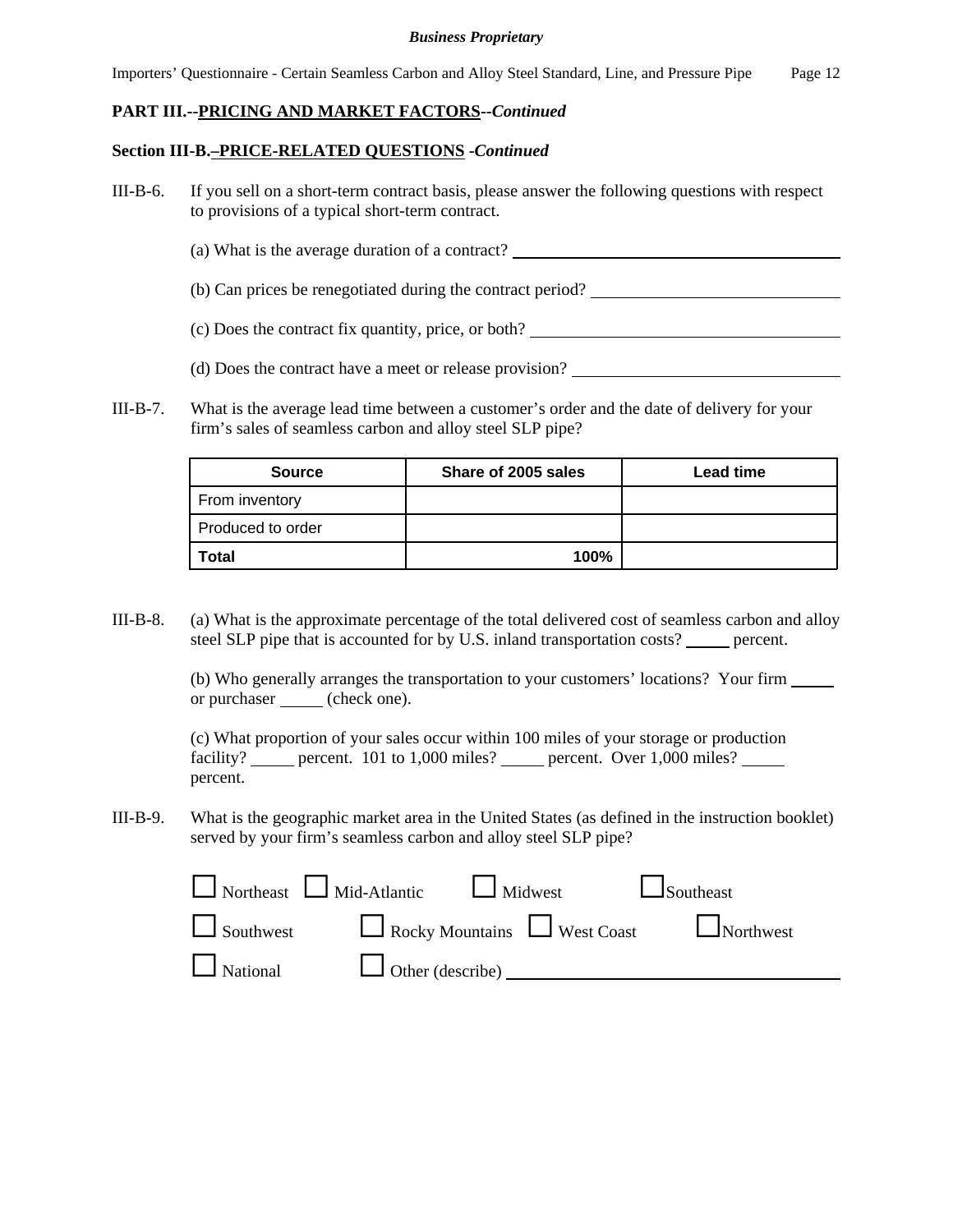**PART III.--PRICING AND MARKET FACTORS--*Continued***

**Section III-B.–PRICE-RELATED QUESTIONS -*Continued***

III-B-6. If you sell on a short-term contract basis, please answer the following questions with respect to provisions of a typical short-term contract.

(a) What is the average duration of a contract? ____________________

(b) Can prices be renegotiated during the contract period? ____________________

(c) Does the contract fix quantity, price, or both? ____________________

(d) Does the contract have a meet or release provision? ____________________

III-B-7. What is the average lead time between a customer's order and the date of delivery for your firm's sales of seamless carbon and alloy steel SLP pipe?

| Source | Share of 2005 sales | Lead time |
|---|---|---|
| From inventory | | |
| Produced to order | | |
| **Total** | **100%** | |

III-B-8. (a) What is the approximate percentage of the total delivered cost of seamless carbon and alloy steel SLP pipe that is accounted for by U.S. inland transportation costs? _____ percent.

(b) Who generally arranges the transportation to your customers' locations? Your firm _____ or purchaser _____ (check one).

(c) What proportion of your sales occur within 100 miles of your storage or production facility? _____ percent. 101 to 1,000 miles? _____ percent. Over 1,000 miles? _____ percent.

III-B-9. What is the geographic market area in the United States (as defined in the instruction booklet) served by your firm's seamless carbon and alloy steel SLP pipe?

☐ Northeast ☐ Mid-Atlantic ☐ Midwest ☐ Southeast

☐ Southwest ☐ Rocky Mountains ☐ West Coast ☐ Northwest

☐ National ☐ Other (describe) ____________________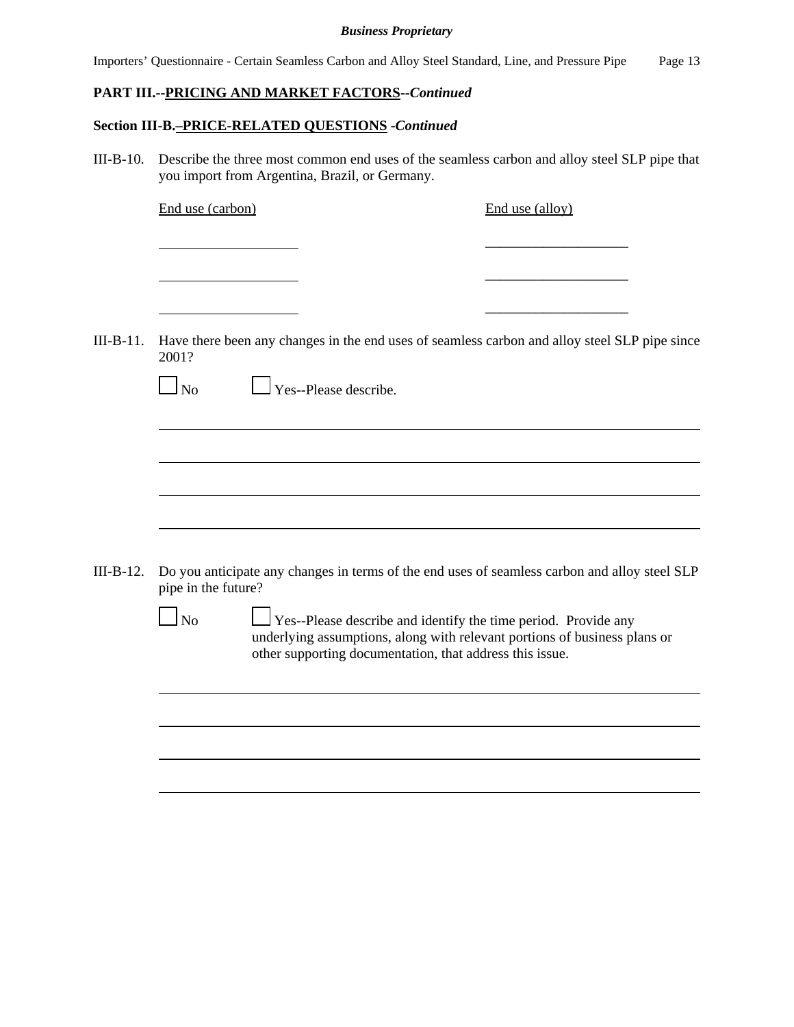## PART III.--PRICING AND MARKET FACTORS--*Continued*

### Section III-B.–PRICE-RELATED QUESTIONS -*Continued*

III-B-10. Describe the three most common end uses of the seamless carbon and alloy steel SLP pipe that you import from Argentina, Brazil, or Germany.

| End use (carbon) | End use (alloy) |
|---|---|
| ____________________ | ____________________ |
| ____________________ | ____________________ |
| ____________________ | ____________________ |

III-B-11. Have there been any changes in the end uses of seamless carbon and alloy steel SLP pipe since 2001?

☐ No ☐ Yes--Please describe.

________________________________________________________________________________

________________________________________________________________________________

________________________________________________________________________________

________________________________________________________________________________

III-B-12. Do you anticipate any changes in terms of the end uses of seamless carbon and alloy steel SLP pipe in the future?

☐ No ☐ Yes--Please describe and identify the time period. Provide any underlying assumptions, along with relevant portions of business plans or other supporting documentation, that address this issue.

________________________________________________________________________________

________________________________________________________________________________

________________________________________________________________________________

________________________________________________________________________________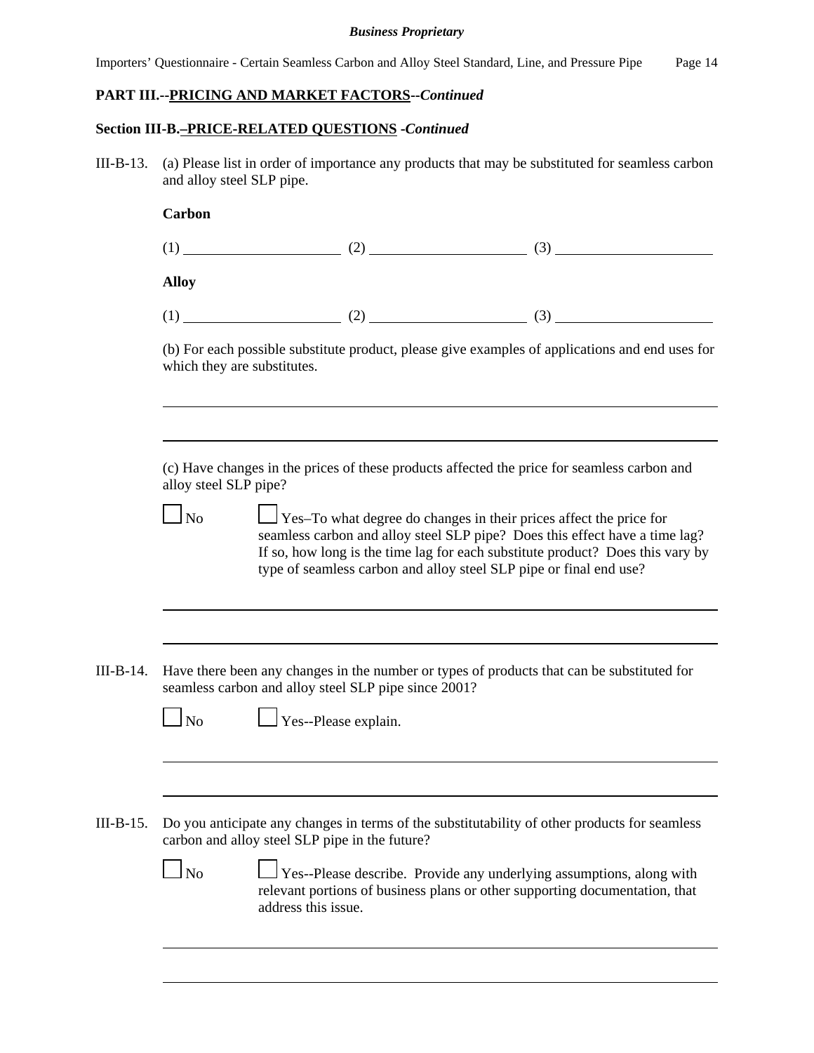**PART III.--PRICING AND MARKET FACTORS--*Continued***

**Section III-B.–PRICE-RELATED QUESTIONS -*Continued***

III-B-13. (a) Please list in order of importance any products that may be substituted for seamless carbon and alloy steel SLP pipe.

**Carbon**

(1) ____________________ (2) ____________________ (3) ____________________

**Alloy**

(1) ____________________ (2) ____________________ (3) ____________________

(b) For each possible substitute product, please give examples of applications and end uses for which they are substitutes.

_______________________________________________________________________

_______________________________________________________________________

(c) Have changes in the prices of these products affected the price for seamless carbon and alloy steel SLP pipe?

☐ No ☐ Yes–To what degree do changes in their prices affect the price for seamless carbon and alloy steel SLP pipe? Does this effect have a time lag? If so, how long is the time lag for each substitute product? Does this vary by type of seamless carbon and alloy steel SLP pipe or final end use?

_______________________________________________________________________

_______________________________________________________________________

III-B-14. Have there been any changes in the number or types of products that can be substituted for seamless carbon and alloy steel SLP pipe since 2001?

☐ No ☐ Yes--Please explain.

_______________________________________________________________________

_______________________________________________________________________

III-B-15. Do you anticipate any changes in terms of the substitutability of other products for seamless carbon and alloy steel SLP pipe in the future?

☐ No ☐ Yes--Please describe. Provide any underlying assumptions, along with relevant portions of business plans or other supporting documentation, that address this issue.

_______________________________________________________________________

_______________________________________________________________________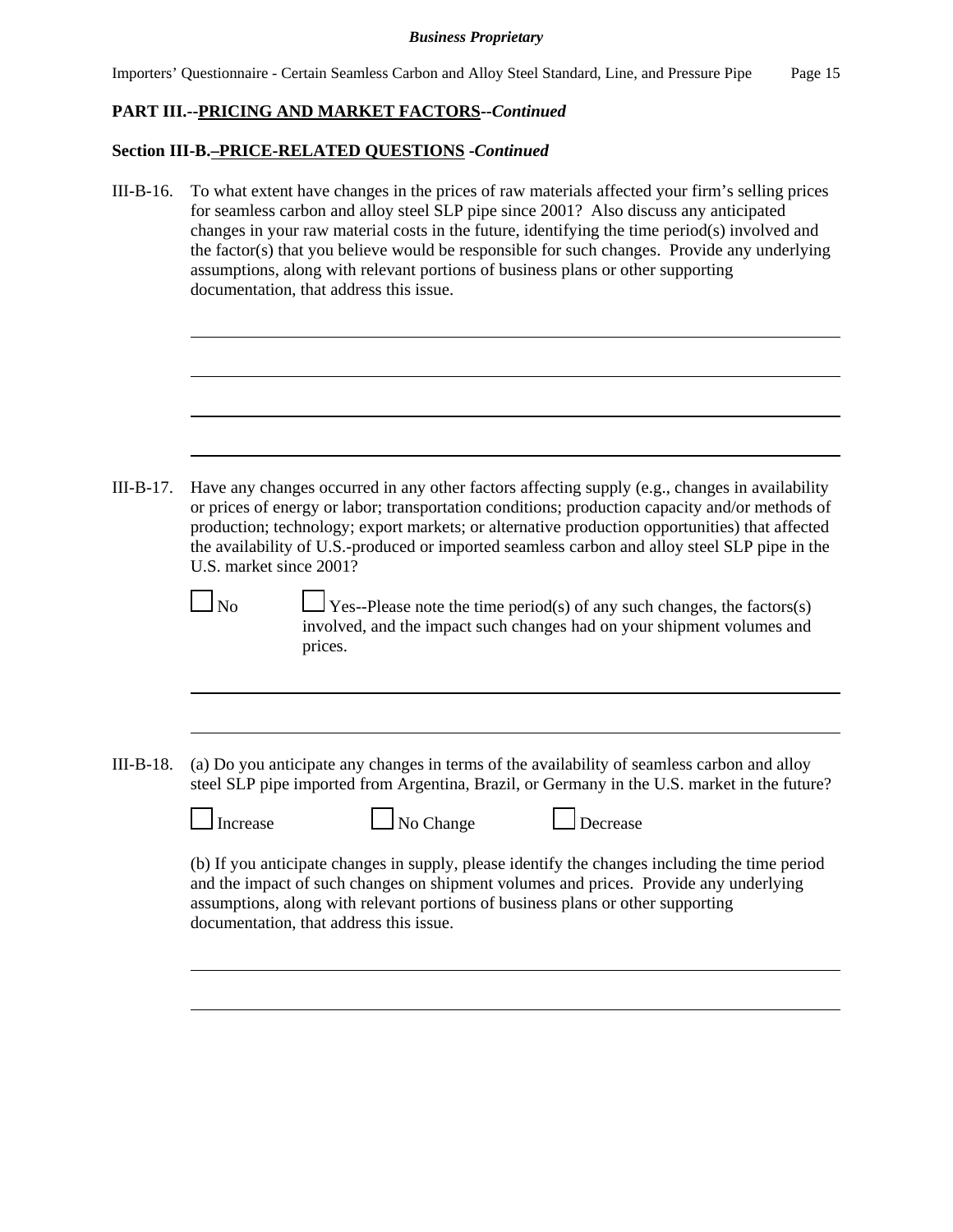**PART III.--PRICING AND MARKET FACTORS--*Continued***

**Section III-B.–PRICE-RELATED QUESTIONS *-Continued***

III-B-16. To what extent have changes in the prices of raw materials affected your firm's selling prices for seamless carbon and alloy steel SLP pipe since 2001? Also discuss any anticipated changes in your raw material costs in the future, identifying the time period(s) involved and the factor(s) that you believe would be responsible for such changes. Provide any underlying assumptions, along with relevant portions of business plans or other supporting documentation, that address this issue.

\_\_\_\_\_\_\_\_\_\_\_\_\_\_\_\_\_\_\_\_\_\_\_\_\_\_\_\_\_\_\_\_\_\_\_\_\_\_\_\_\_\_\_\_\_\_\_\_\_\_\_\_\_\_\_\_\_\_\_\_

\_\_\_\_\_\_\_\_\_\_\_\_\_\_\_\_\_\_\_\_\_\_\_\_\_\_\_\_\_\_\_\_\_\_\_\_\_\_\_\_\_\_\_\_\_\_\_\_\_\_\_\_\_\_\_\_\_\_\_\_

\_\_\_\_\_\_\_\_\_\_\_\_\_\_\_\_\_\_\_\_\_\_\_\_\_\_\_\_\_\_\_\_\_\_\_\_\_\_\_\_\_\_\_\_\_\_\_\_\_\_\_\_\_\_\_\_\_\_\_\_

\_\_\_\_\_\_\_\_\_\_\_\_\_\_\_\_\_\_\_\_\_\_\_\_\_\_\_\_\_\_\_\_\_\_\_\_\_\_\_\_\_\_\_\_\_\_\_\_\_\_\_\_\_\_\_\_\_\_\_\_

III-B-17. Have any changes occurred in any other factors affecting supply (e.g., changes in availability or prices of energy or labor; transportation conditions; production capacity and/or methods of production; technology; export markets; or alternative production opportunities) that affected the availability of U.S.-produced or imported seamless carbon and alloy steel SLP pipe in the U.S. market since 2001?

☐ No ☐ Yes--Please note the time period(s) of any such changes, the factors(s) involved, and the impact such changes had on your shipment volumes and prices.

\_\_\_\_\_\_\_\_\_\_\_\_\_\_\_\_\_\_\_\_\_\_\_\_\_\_\_\_\_\_\_\_\_\_\_\_\_\_\_\_\_\_\_\_\_\_\_\_\_\_\_\_\_\_\_\_\_\_\_\_

\_\_\_\_\_\_\_\_\_\_\_\_\_\_\_\_\_\_\_\_\_\_\_\_\_\_\_\_\_\_\_\_\_\_\_\_\_\_\_\_\_\_\_\_\_\_\_\_\_\_\_\_\_\_\_\_\_\_\_\_

III-B-18. (a) Do you anticipate any changes in terms of the availability of seamless carbon and alloy steel SLP pipe imported from Argentina, Brazil, or Germany in the U.S. market in the future?

☐ Increase ☐ No Change ☐ Decrease

(b) If you anticipate changes in supply, please identify the changes including the time period and the impact of such changes on shipment volumes and prices. Provide any underlying assumptions, along with relevant portions of business plans or other supporting documentation, that address this issue.

\_\_\_\_\_\_\_\_\_\_\_\_\_\_\_\_\_\_\_\_\_\_\_\_\_\_\_\_\_\_\_\_\_\_\_\_\_\_\_\_\_\_\_\_\_\_\_\_\_\_\_\_\_\_\_\_\_\_\_\_

\_\_\_\_\_\_\_\_\_\_\_\_\_\_\_\_\_\_\_\_\_\_\_\_\_\_\_\_\_\_\_\_\_\_\_\_\_\_\_\_\_\_\_\_\_\_\_\_\_\_\_\_\_\_\_\_\_\_\_\_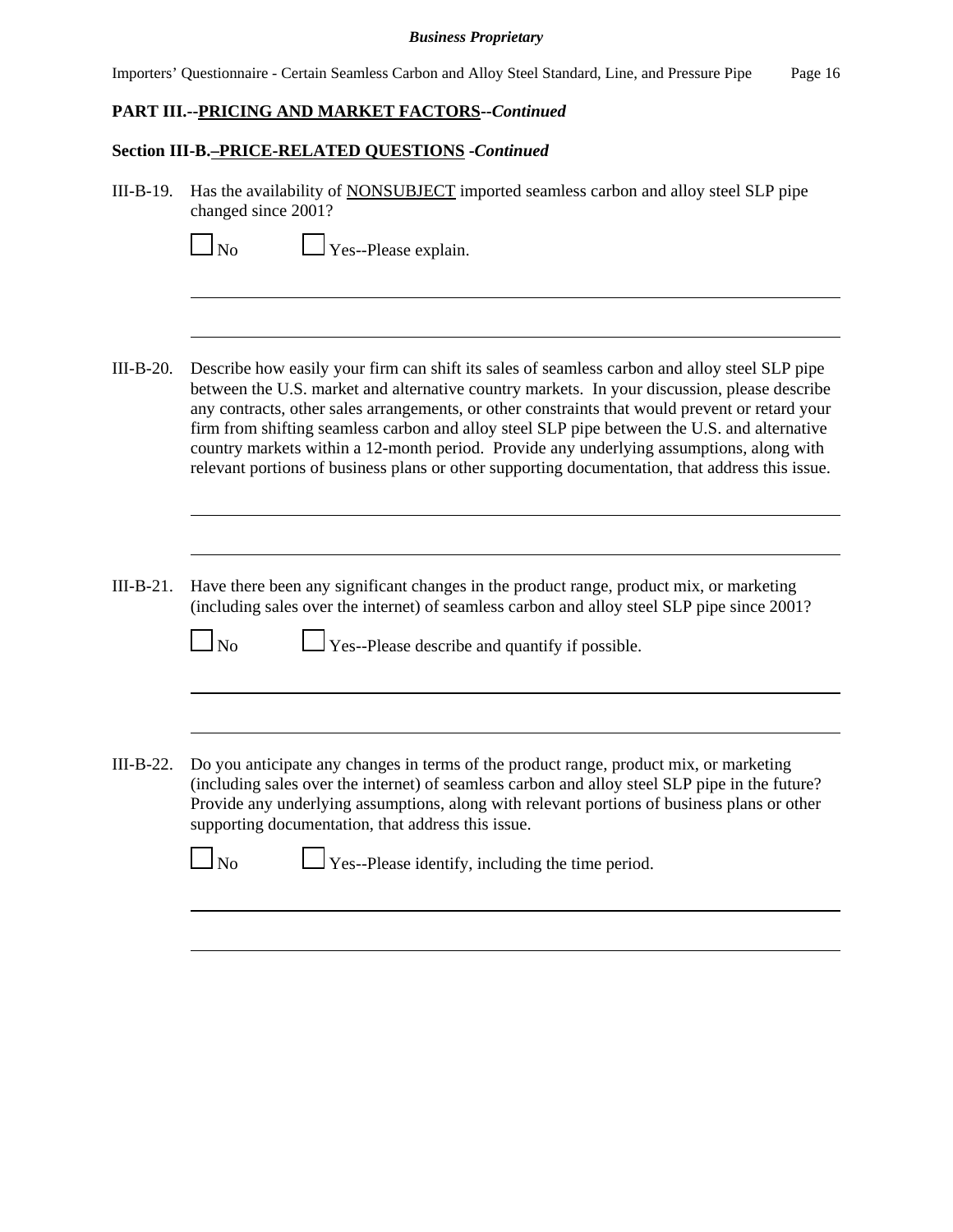**PART III.--PRICING AND MARKET FACTORS--*Continued***

**Section III-B.–PRICE-RELATED QUESTIONS *-Continued***

III-B-19. Has the availability of NONSUBJECT imported seamless carbon and alloy steel SLP pipe changed since 2001?

☐ No ☐ Yes--Please explain.

______________________________________________________________________________

______________________________________________________________________________

III-B-20. Describe how easily your firm can shift its sales of seamless carbon and alloy steel SLP pipe between the U.S. market and alternative country markets. In your discussion, please describe any contracts, other sales arrangements, or other constraints that would prevent or retard your firm from shifting seamless carbon and alloy steel SLP pipe between the U.S. and alternative country markets within a 12-month period. Provide any underlying assumptions, along with relevant portions of business plans or other supporting documentation, that address this issue.

______________________________________________________________________________

______________________________________________________________________________

III-B-21. Have there been any significant changes in the product range, product mix, or marketing (including sales over the internet) of seamless carbon and alloy steel SLP pipe since 2001?

☐ No ☐ Yes--Please describe and quantify if possible.

______________________________________________________________________________

______________________________________________________________________________

III-B-22. Do you anticipate any changes in terms of the product range, product mix, or marketing (including sales over the internet) of seamless carbon and alloy steel SLP pipe in the future? Provide any underlying assumptions, along with relevant portions of business plans or other supporting documentation, that address this issue.

☐ No ☐ Yes--Please identify, including the time period.

______________________________________________________________________________

______________________________________________________________________________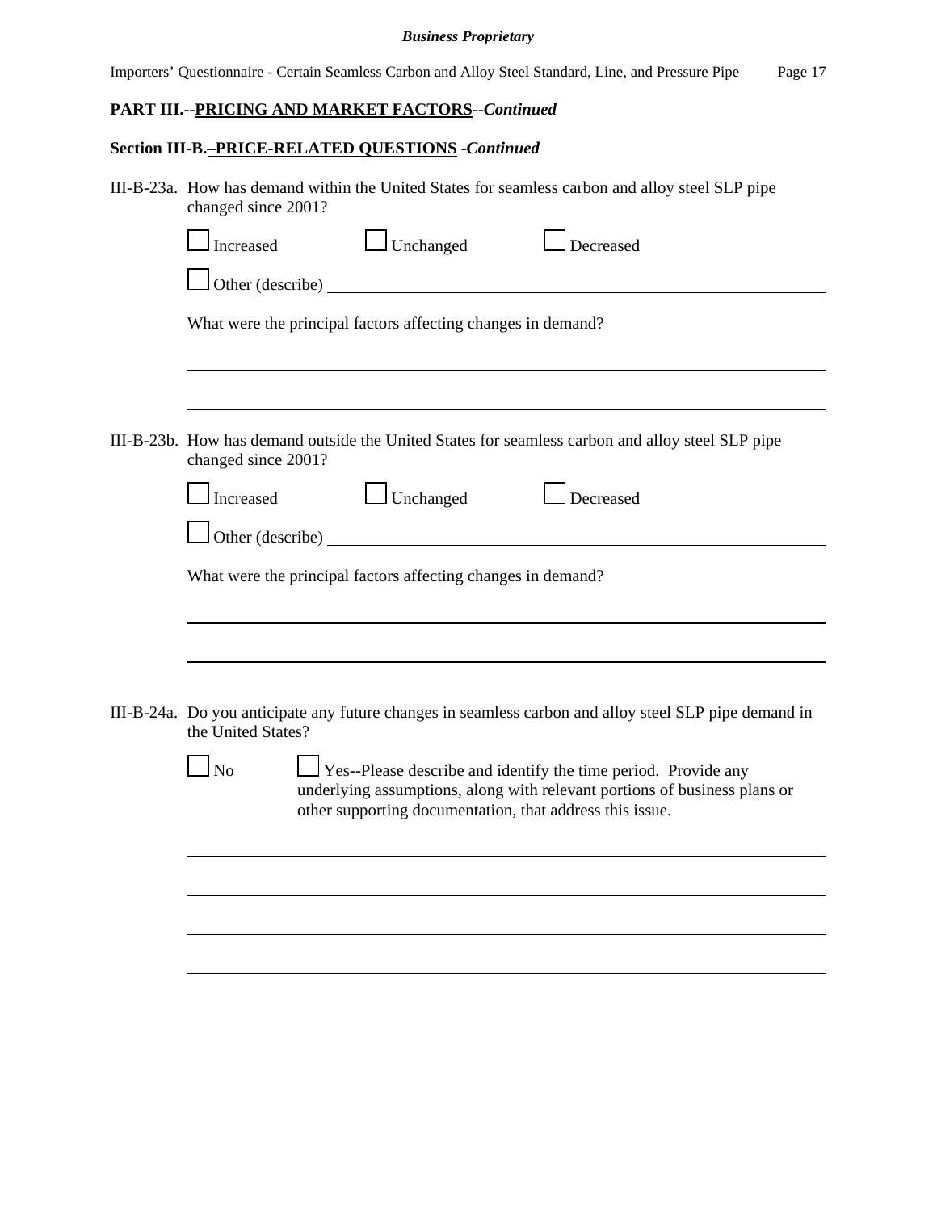## PART III.--PRICING AND MARKET FACTORS--*Continued*

### Section III-B.–PRICE-RELATED QUESTIONS -*Continued*

III-B-23a. How has demand within the United States for seamless carbon and alloy steel SLP pipe changed since 2001?

☐ Increased ☐ Unchanged ☐ Decreased

☐ Other (describe) ______________________________

What were the principal factors affecting changes in demand?

______________________________

______________________________

III-B-23b. How has demand outside the United States for seamless carbon and alloy steel SLP pipe changed since 2001?

☐ Increased ☐ Unchanged ☐ Decreased

☐ Other (describe) ______________________________

What were the principal factors affecting changes in demand?

______________________________

______________________________

III-B-24a. Do you anticipate any future changes in seamless carbon and alloy steel SLP pipe demand in the United States?

☐ No ☐ Yes--Please describe and identify the time period. Provide any underlying assumptions, along with relevant portions of business plans or other supporting documentation, that address this issue.

______________________________

______________________________

______________________________

______________________________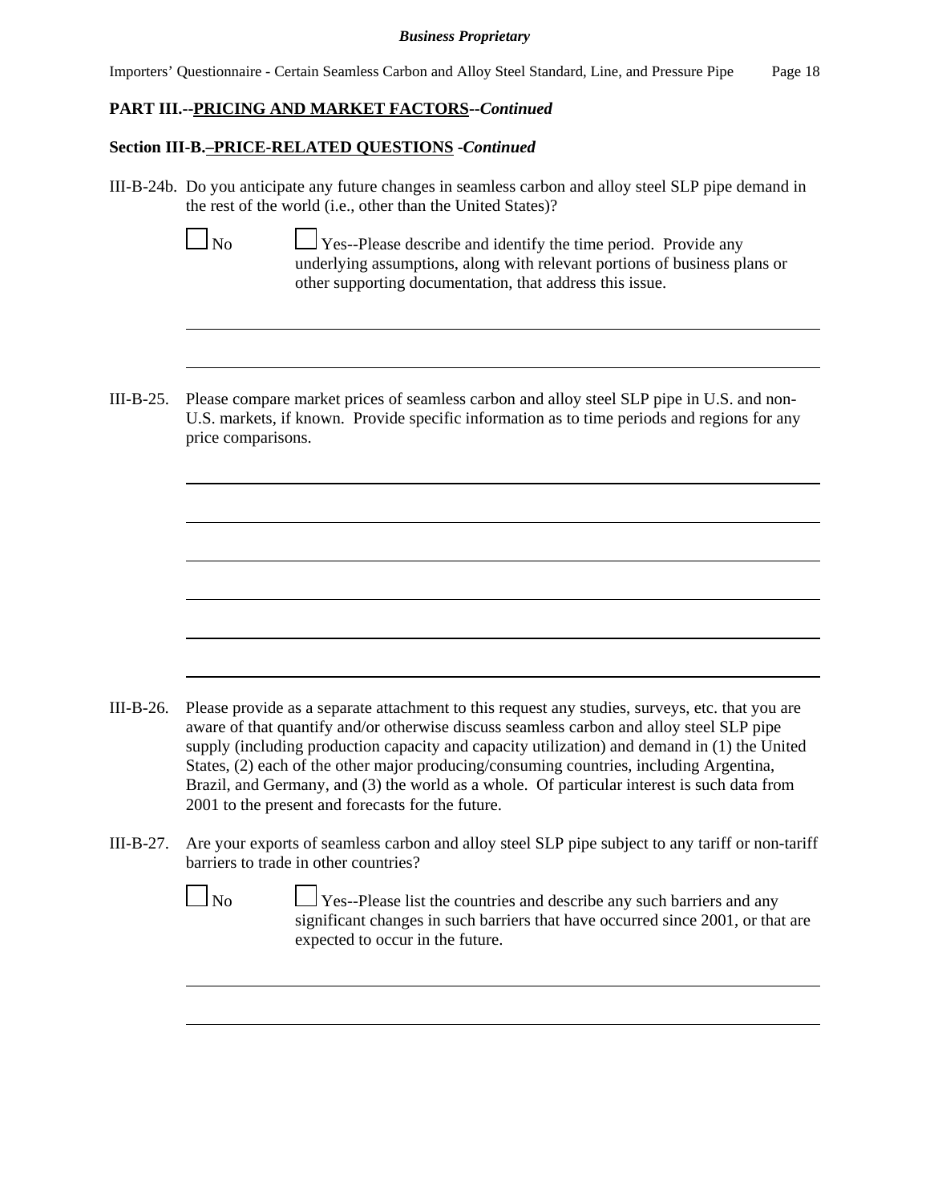## PART III.--PRICING AND MARKET FACTORS--*Continued*

### Section III-B.–PRICE-RELATED QUESTIONS -*Continued*

III-B-24b. Do you anticipate any future changes in seamless carbon and alloy steel SLP pipe demand in the rest of the world (i.e., other than the United States)?

☐ No ☐ Yes--Please describe and identify the time period. Provide any underlying assumptions, along with relevant portions of business plans or other supporting documentation, that address this issue.

______________________________________________________________________

______________________________________________________________________

III-B-25. Please compare market prices of seamless carbon and alloy steel SLP pipe in U.S. and non-U.S. markets, if known. Provide specific information as to time periods and regions for any price comparisons.

______________________________________________________________________

______________________________________________________________________

______________________________________________________________________

______________________________________________________________________

______________________________________________________________________

______________________________________________________________________

III-B-26. Please provide as a separate attachment to this request any studies, surveys, etc. that you are aware of that quantify and/or otherwise discuss seamless carbon and alloy steel SLP pipe supply (including production capacity and capacity utilization) and demand in (1) the United States, (2) each of the other major producing/consuming countries, including Argentina, Brazil, and Germany, and (3) the world as a whole. Of particular interest is such data from 2001 to the present and forecasts for the future.

III-B-27. Are your exports of seamless carbon and alloy steel SLP pipe subject to any tariff or non-tariff barriers to trade in other countries?

☐ No ☐ Yes--Please list the countries and describe any such barriers and any significant changes in such barriers that have occurred since 2001, or that are expected to occur in the future.

______________________________________________________________________

______________________________________________________________________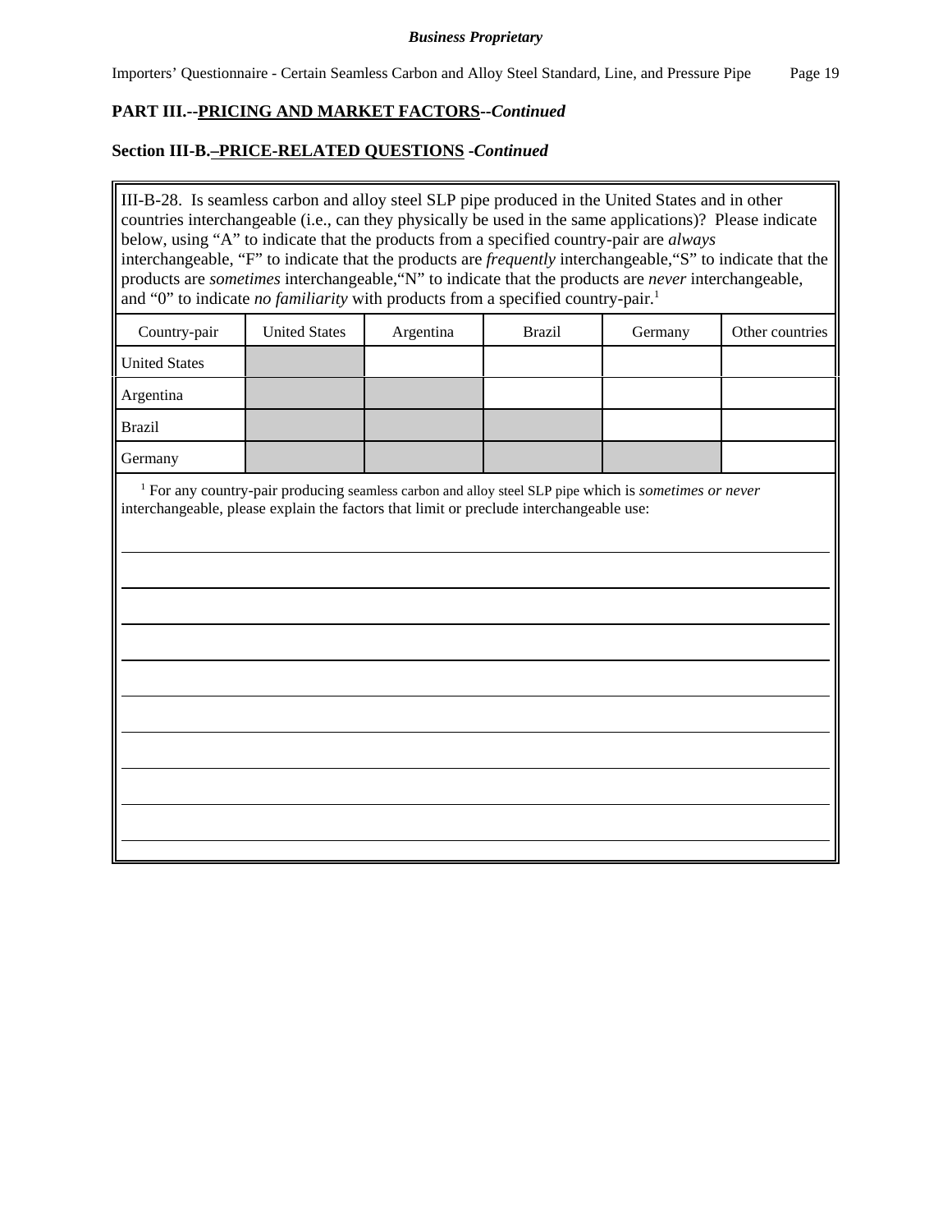**Business Proprietary**

## PART III.--PRICING AND MARKET FACTORS--*Continued*

### Section III-B.–PRICE-RELATED QUESTIONS -*Continued*

III-B-28. Is seamless carbon and alloy steel SLP pipe produced in the United States and in other countries interchangeable (i.e., can they physically be used in the same applications)? Please indicate below, using "A" to indicate that the products from a specified country-pair are *always* interchangeable, "F" to indicate that the products are *frequently* interchangeable, "S" to indicate that the products are *sometimes* interchangeable, "N" to indicate that the products are *never* interchangeable, and "0" to indicate *no familiarity* with products from a specified country-pair.[1]

| Country-pair | United States | Argentina | Brazil | Germany | Other countries |
|---|---|---|---|---|---|
| United States | | | | | |
| Argentina | | | | | |
| Brazil | | | | | |
| Germany | | | | | |

[1] For any country-pair producing seamless carbon and alloy steel SLP pipe which is *sometimes or never* interchangeable, please explain the factors that limit or preclude interchangeable use:

______________________________________________________________________

______________________________________________________________________

______________________________________________________________________

______________________________________________________________________

______________________________________________________________________

______________________________________________________________________

______________________________________________________________________

______________________________________________________________________

______________________________________________________________________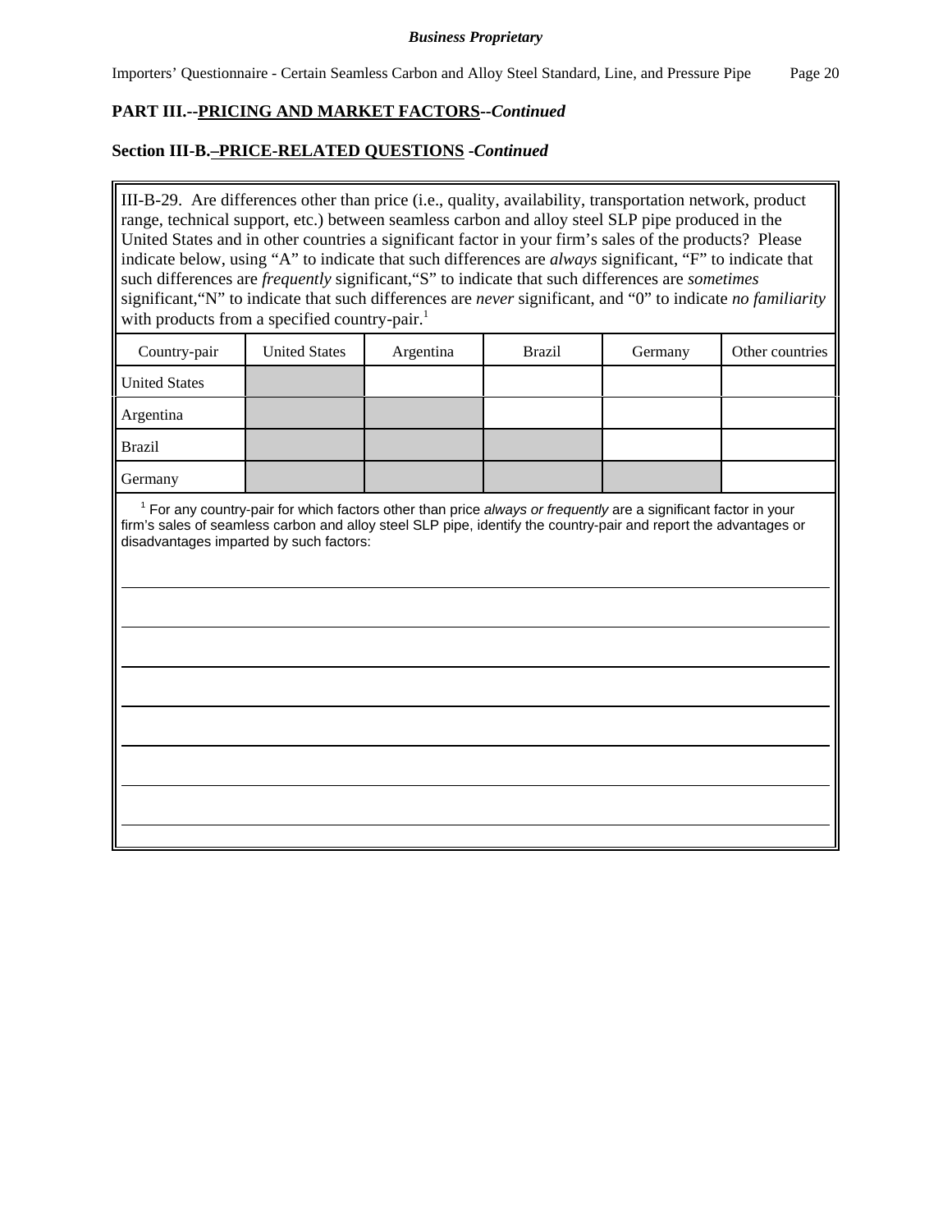## PART III.--PRICING AND MARKET FACTORS--*Continued*

### Section III-B.–PRICE-RELATED QUESTIONS -*Continued*

III-B-29. Are differences other than price (i.e., quality, availability, transportation network, product range, technical support, etc.) between seamless carbon and alloy steel SLP pipe produced in the United States and in other countries a significant factor in your firm's sales of the products? Please indicate below, using "A" to indicate that such differences are *always* significant, "F" to indicate that such differences are *frequently* significant,"S" to indicate that such differences are *sometimes* significant,"N" to indicate that such differences are *never* significant, and "0" to indicate *no familiarity* with products from a specified country-pair.[1]

| Country-pair | United States | Argentina | Brazil | Germany | Other countries |
|---|---|---|---|---|---|
| United States | | | | | |
| Argentina | | | | | |
| Brazil | | | | | |
| Germany | | | | | |

[1] For any country-pair for which factors other than price *always or frequently* are a significant factor in your firm's sales of seamless carbon and alloy steel SLP pipe, identify the country-pair and report the advantages or disadvantages imparted by such factors: